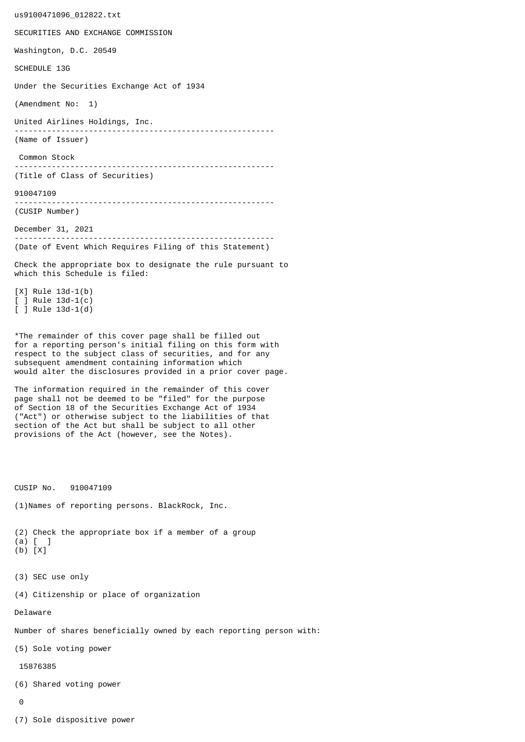us9100471096_012822.txt

SECURITIES AND EXCHANGE COMMISSION

Washington, D.C. 20549

SCHEDULE 13G

Under the Securities Exchange Act of 1934

(Amendment No: 1)

United Airlines Holdings, Inc.

--------------------------------------------------------

(Name of Issuer)

Common Stock

--------------------------------------------------------

(Title of Class of Securities)

910047109

--------------------------------------------------------

(CUSIP Number)

December 31, 2021

--------------------------------------------------------

(Date of Event Which Requires Filing of this Statement)

Check the appropriate box to designate the rule pursuant to which this Schedule is filed:

[X] Rule 13d-1(b)
[ ] Rule 13d-1(c)
[ ] Rule 13d-1(d)

*The remainder of this cover page shall be filled out for a reporting person's initial filing on this form with respect to the subject class of securities, and for any subsequent amendment containing information which would alter the disclosures provided in a prior cover page.

The information required in the remainder of this cover page shall not be deemed to be "filed" for the purpose of Section 18 of the Securities Exchange Act of 1934 ("Act") or otherwise subject to the liabilities of that section of the Act but shall be subject to all other provisions of the Act (however, see the Notes).

CUSIP No. 910047109

(1)Names of reporting persons. BlackRock, Inc.

(2) Check the appropriate box if a member of a group
(a) [ ]
(b) [X]

(3) SEC use only

(4) Citizenship or place of organization

Delaware

Number of shares beneficially owned by each reporting person with:

(5) Sole voting power

15876385

(6) Shared voting power

0

(7) Sole dispositive power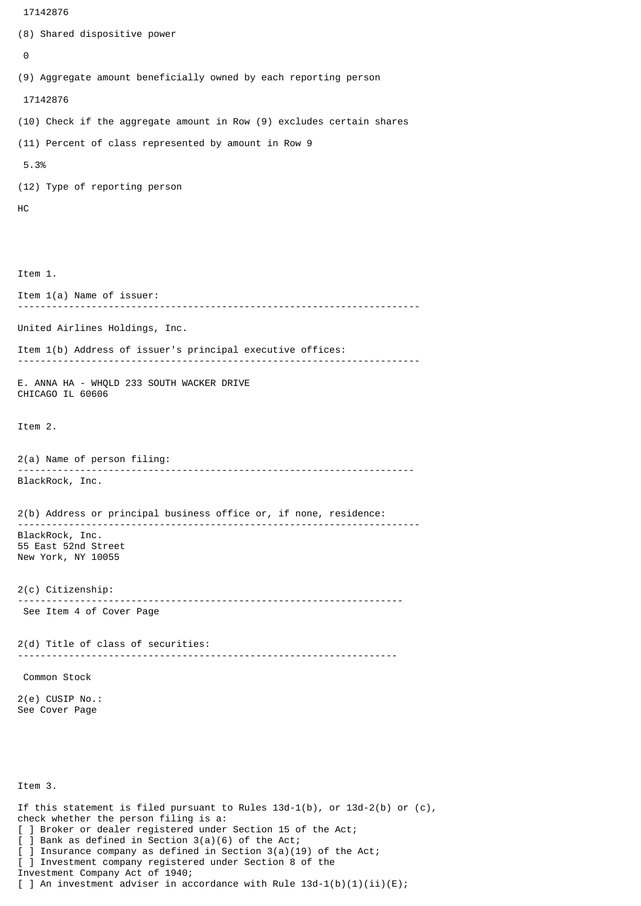17142876

(8) Shared dispositive power

0

(9) Aggregate amount beneficially owned by each reporting person

17142876

(10) Check if the aggregate amount in Row (9) excludes certain shares

(11) Percent of class represented by amount in Row 9

5.3%

(12) Type of reporting person

HC

Item 1.

Item 1(a) Name of issuer:

---

United Airlines Holdings, Inc.

Item 1(b) Address of issuer's principal executive offices:

---

E. ANNA HA - WHQLD 233 SOUTH WACKER DRIVE
CHICAGO IL 60606

Item 2.

2(a) Name of person filing:

---

BlackRock, Inc.

2(b) Address or principal business office or, if none, residence:

---

BlackRock, Inc.
55 East 52nd Street
New York, NY 10055

2(c) Citizenship:

---

See Item 4 of Cover Page

2(d) Title of class of securities:

---

Common Stock

2(e) CUSIP No.:
See Cover Page

Item 3.

If this statement is filed pursuant to Rules 13d-1(b), or 13d-2(b) or (c), check whether the person filing is a:
[ ] Broker or dealer registered under Section 15 of the Act;
[ ] Bank as defined in Section 3(a)(6) of the Act;
[ ] Insurance company as defined in Section 3(a)(19) of the Act;
[ ] Investment company registered under Section 8 of the Investment Company Act of 1940;
[ ] An investment adviser in accordance with Rule 13d-1(b)(1)(ii)(E);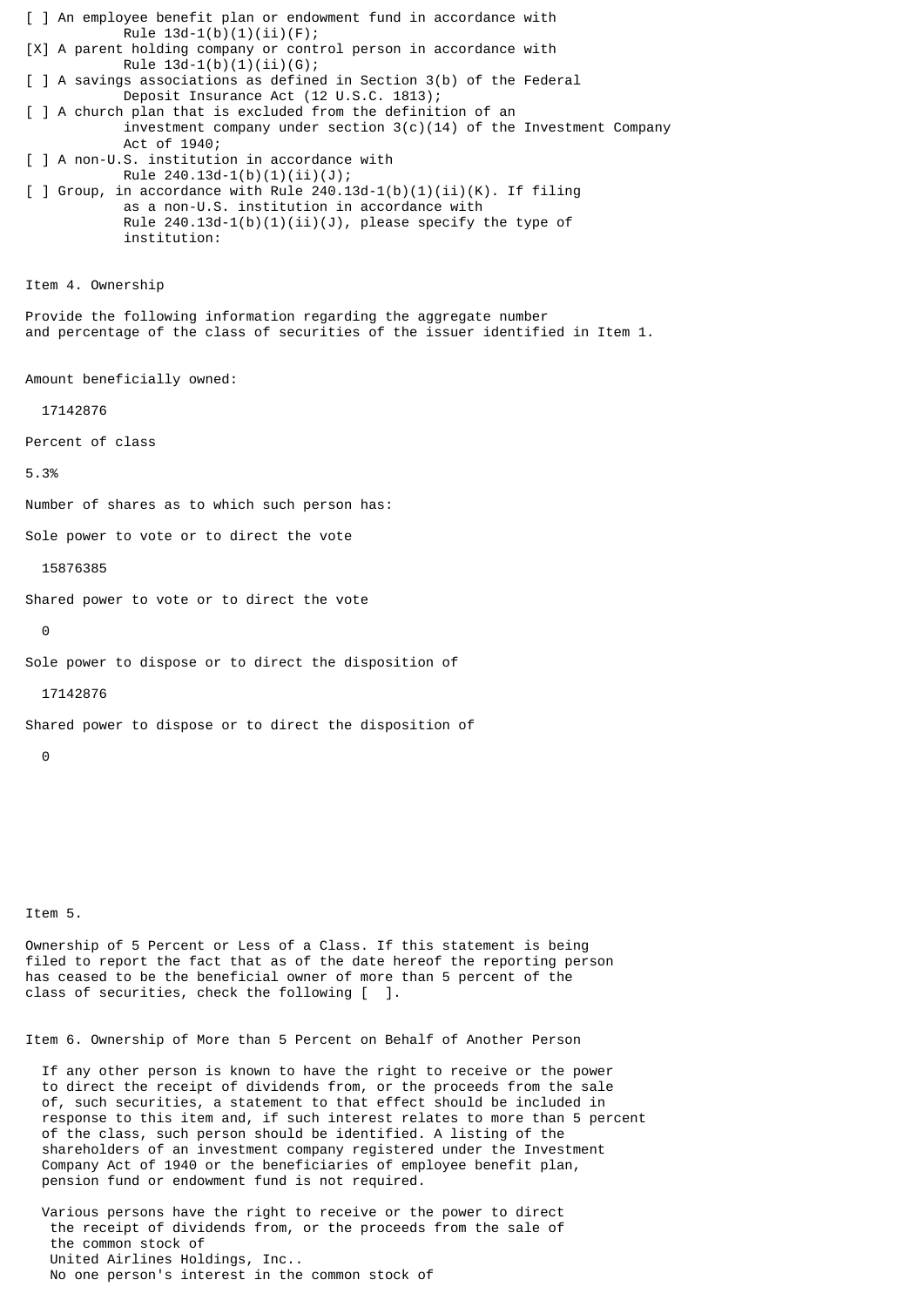[ ] An employee benefit plan or endowment fund in accordance with Rule 13d-1(b)(1)(ii)(F);

[X] A parent holding company or control person in accordance with Rule 13d-1(b)(1)(ii)(G);

[ ] A savings associations as defined in Section 3(b) of the Federal Deposit Insurance Act (12 U.S.C. 1813);

[ ] A church plan that is excluded from the definition of an investment company under section 3(c)(14) of the Investment Company Act of 1940;

[ ] A non-U.S. institution in accordance with Rule 240.13d-1(b)(1)(ii)(J);

[ ] Group, in accordance with Rule 240.13d-1(b)(1)(ii)(K). If filing as a non-U.S. institution in accordance with Rule 240.13d-1(b)(1)(ii)(J), please specify the type of institution:

Item 4. Ownership

Provide the following information regarding the aggregate number and percentage of the class of securities of the issuer identified in Item 1.

Amount beneficially owned:

17142876

Percent of class

5.3%

Number of shares as to which such person has:

Sole power to vote or to direct the vote

15876385

Shared power to vote or to direct the vote

0

Sole power to dispose or to direct the disposition of

17142876

Shared power to dispose or to direct the disposition of

0

Item 5.

Ownership of 5 Percent or Less of a Class. If this statement is being filed to report the fact that as of the date hereof the reporting person has ceased to be the beneficial owner of more than 5 percent of the class of securities, check the following [ ].

Item 6. Ownership of More than 5 Percent on Behalf of Another Person

If any other person is known to have the right to receive or the power to direct the receipt of dividends from, or the proceeds from the sale of, such securities, a statement to that effect should be included in response to this item and, if such interest relates to more than 5 percent of the class, such person should be identified. A listing of the shareholders of an investment company registered under the Investment Company Act of 1940 or the beneficiaries of employee benefit plan, pension fund or endowment fund is not required.

Various persons have the right to receive or the power to direct the receipt of dividends from, or the proceeds from the sale of the common stock of United Airlines Holdings, Inc.. No one person's interest in the common stock of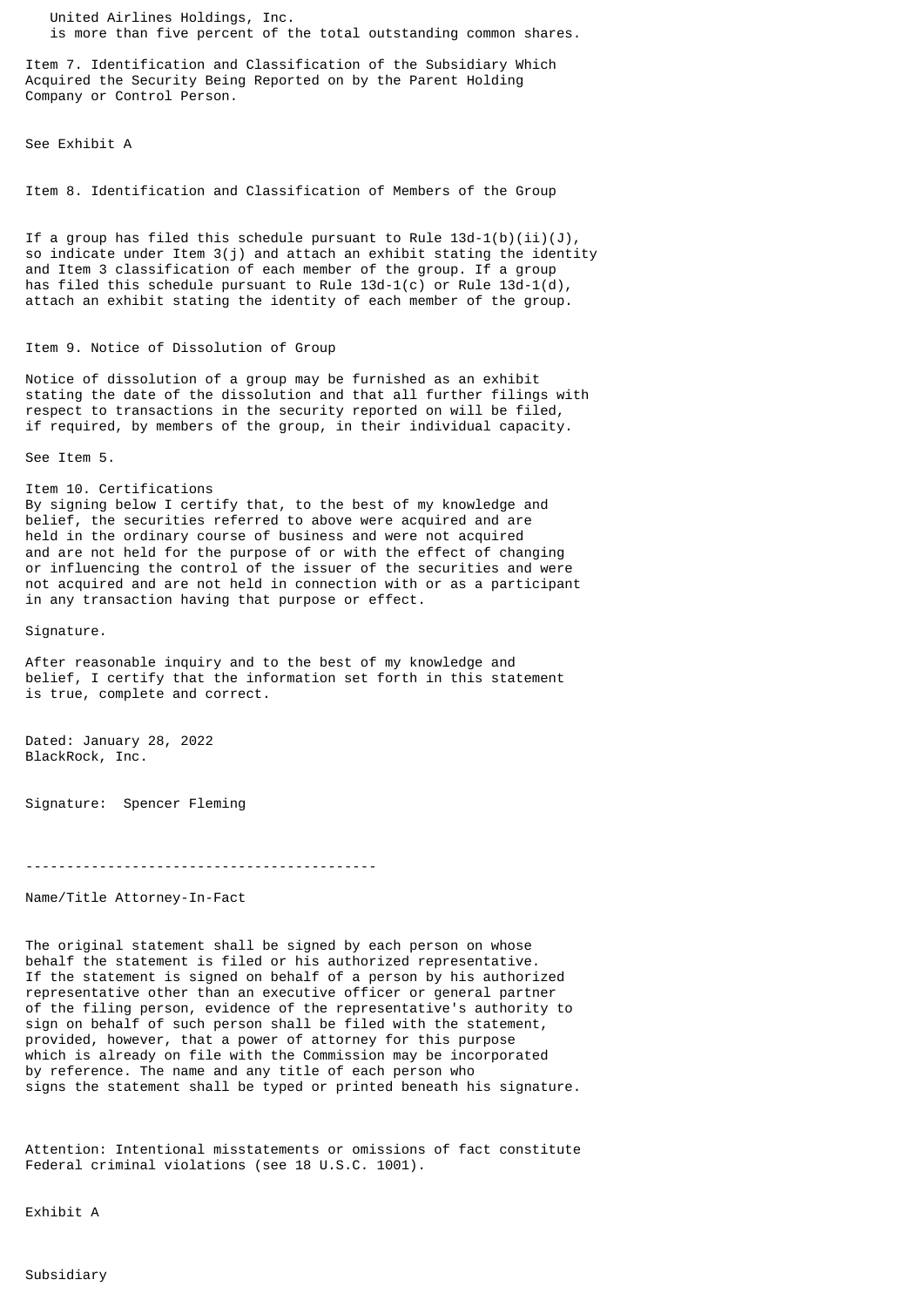United Airlines Holdings, Inc.
is more than five percent of the total outstanding common shares.

Item 7. Identification and Classification of the Subsidiary Which Acquired the Security Being Reported on by the Parent Holding Company or Control Person.

See Exhibit A

Item 8. Identification and Classification of Members of the Group

If a group has filed this schedule pursuant to Rule 13d-1(b)(ii)(J), so indicate under Item 3(j) and attach an exhibit stating the identity and Item 3 classification of each member of the group. If a group has filed this schedule pursuant to Rule 13d-1(c) or Rule 13d-1(d), attach an exhibit stating the identity of each member of the group.

Item 9. Notice of Dissolution of Group

Notice of dissolution of a group may be furnished as an exhibit stating the date of the dissolution and that all further filings with respect to transactions in the security reported on will be filed, if required, by members of the group, in their individual capacity.

See Item 5.

Item 10. Certifications
By signing below I certify that, to the best of my knowledge and belief, the securities referred to above were acquired and are held in the ordinary course of business and were not acquired and are not held for the purpose of or with the effect of changing or influencing the control of the issuer of the securities and were not acquired and are not held in connection with or as a participant in any transaction having that purpose or effect.

Signature.

After reasonable inquiry and to the best of my knowledge and belief, I certify that the information set forth in this statement is true, complete and correct.

Dated: January 28, 2022
BlackRock, Inc.

Signature: Spencer Fleming

-------------------------------------------

Name/Title Attorney-In-Fact

The original statement shall be signed by each person on whose behalf the statement is filed or his authorized representative. If the statement is signed on behalf of a person by his authorized representative other than an executive officer or general partner of the filing person, evidence of the representative's authority to sign on behalf of such person shall be filed with the statement, provided, however, that a power of attorney for this purpose which is already on file with the Commission may be incorporated by reference. The name and any title of each person who signs the statement shall be typed or printed beneath his signature.

Attention: Intentional misstatements or omissions of fact constitute Federal criminal violations (see 18 U.S.C. 1001).

Exhibit A

Subsidiary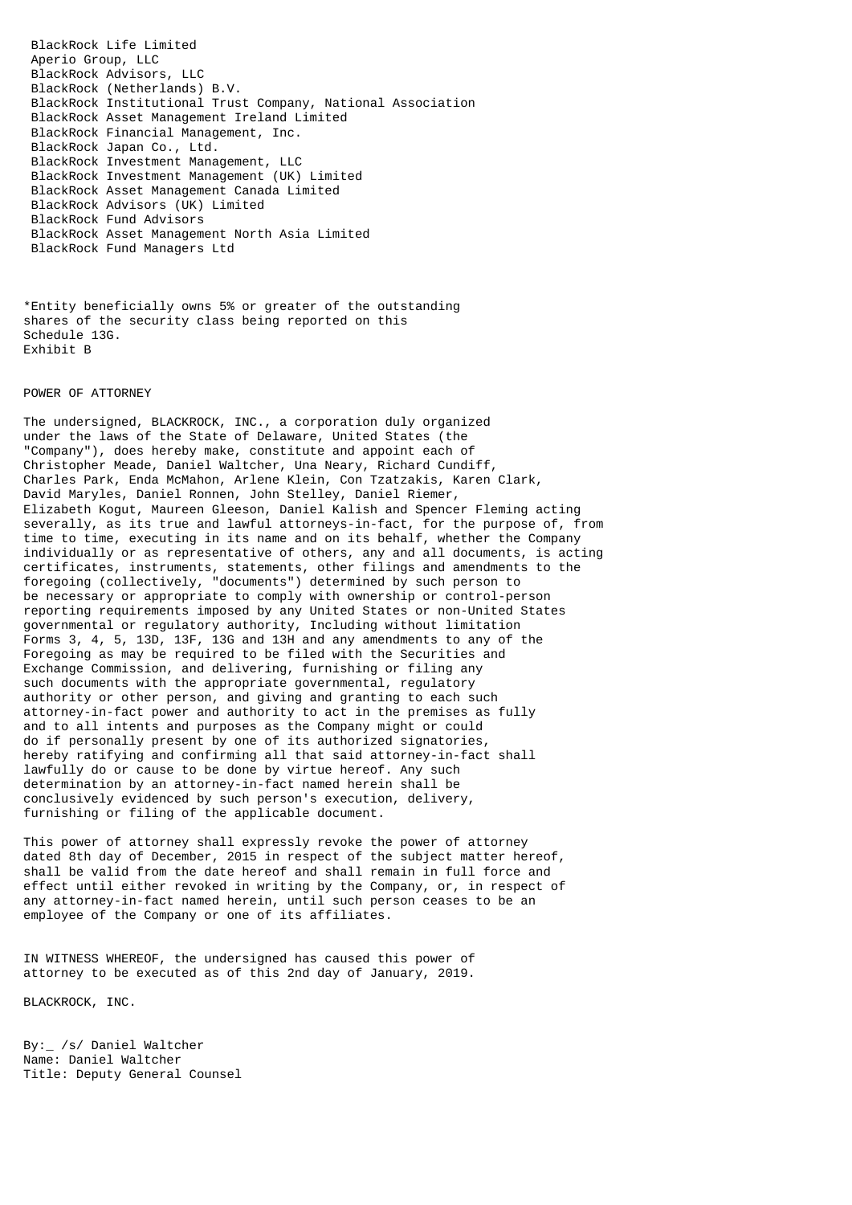BlackRock Life Limited
Aperio Group, LLC
BlackRock Advisors, LLC
BlackRock (Netherlands) B.V.
BlackRock Institutional Trust Company, National Association
BlackRock Asset Management Ireland Limited
BlackRock Financial Management, Inc.
BlackRock Japan Co., Ltd.
BlackRock Investment Management, LLC
BlackRock Investment Management (UK) Limited
BlackRock Asset Management Canada Limited
BlackRock Advisors (UK) Limited
BlackRock Fund Advisors
BlackRock Asset Management North Asia Limited
BlackRock Fund Managers Ltd

*Entity beneficially owns 5% or greater of the outstanding shares of the security class being reported on this Schedule 13G.

Exhibit B

POWER OF ATTORNEY

The undersigned, BLACKROCK, INC., a corporation duly organized under the laws of the State of Delaware, United States (the "Company"), does hereby make, constitute and appoint each of Christopher Meade, Daniel Waltcher, Una Neary, Richard Cundiff, Charles Park, Enda McMahon, Arlene Klein, Con Tzatzakis, Karen Clark, David Maryles, Daniel Ronnen, John Stelley, Daniel Riemer, Elizabeth Kogut, Maureen Gleeson, Daniel Kalish and Spencer Fleming acting severally, as its true and lawful attorneys-in-fact, for the purpose of, from time to time, executing in its name and on its behalf, whether the Company individually or as representative of others, any and all documents, is acting certificates, instruments, statements, other filings and amendments to the foregoing (collectively, "documents") determined by such person to be necessary or appropriate to comply with ownership or control-person reporting requirements imposed by any United States or non-United States governmental or regulatory authority, Including without limitation Forms 3, 4, 5, 13D, 13F, 13G and 13H and any amendments to any of the Foregoing as may be required to be filed with the Securities and Exchange Commission, and delivering, furnishing or filing any such documents with the appropriate governmental, regulatory authority or other person, and giving and granting to each such attorney-in-fact power and authority to act in the premises as fully and to all intents and purposes as the Company might or could do if personally present by one of its authorized signatories, hereby ratifying and confirming all that said attorney-in-fact shall lawfully do or cause to be done by virtue hereof. Any such determination by an attorney-in-fact named herein shall be conclusively evidenced by such person's execution, delivery, furnishing or filing of the applicable document.

This power of attorney shall expressly revoke the power of attorney dated 8th day of December, 2015 in respect of the subject matter hereof, shall be valid from the date hereof and shall remain in full force and effect until either revoked in writing by the Company, or, in respect of any attorney-in-fact named herein, until such person ceases to be an employee of the Company or one of its affiliates.

IN WITNESS WHEREOF, the undersigned has caused this power of attorney to be executed as of this 2nd day of January, 2019.

BLACKROCK, INC.

By:_ /s/ Daniel Waltcher
Name: Daniel Waltcher
Title: Deputy General Counsel